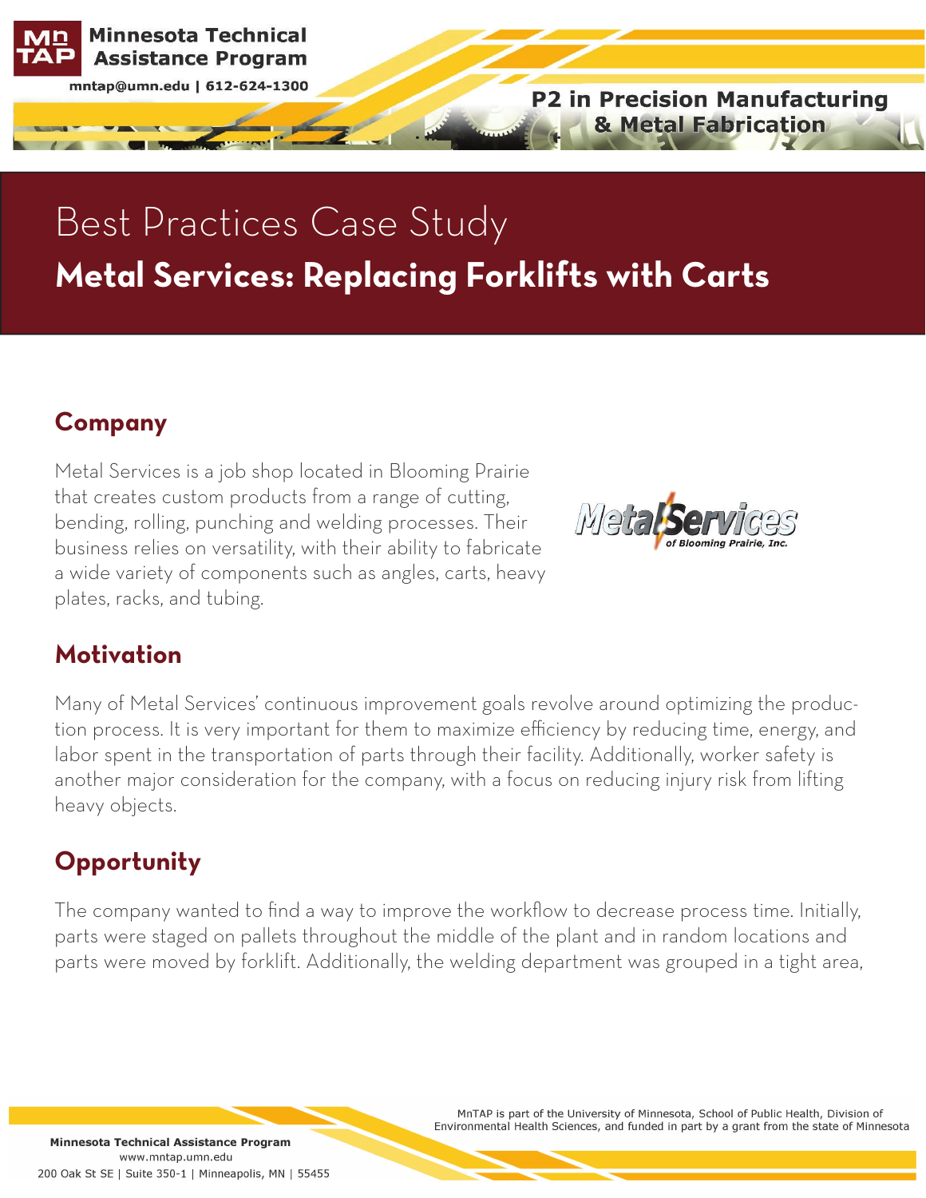# Best Practices Case Study

## Metal Services: Replacing Forklifts with Carts

### Company

Metal Services is a job shop located in Blooming Prairie that creates custom products from a range of cutting, bending, rolling, punching and welding processes. Their business relies on versatility, with their ability to fabricate a wide variety of components such as angles, carts, heavy plates, racks, and tubing.

### Motivation

Many of Metal Services' continuous improvement goals revolve around optimizing the production process. It is very important for them to maximize efficiency by reducing time, energy, and labor spent in the transportation of parts through their facility. Additionally, worker safety is another major consideration for the company, with a focus on reducing injury risk from lifting heavy objects.

### Opportunity

The company wanted to find a way to improve the workflow to decrease process time. Initially, parts were staged on pallets throughout the middle of the plant and in random locations and parts were moved by forklift. Additionally, the welding department was grouped in a tight area,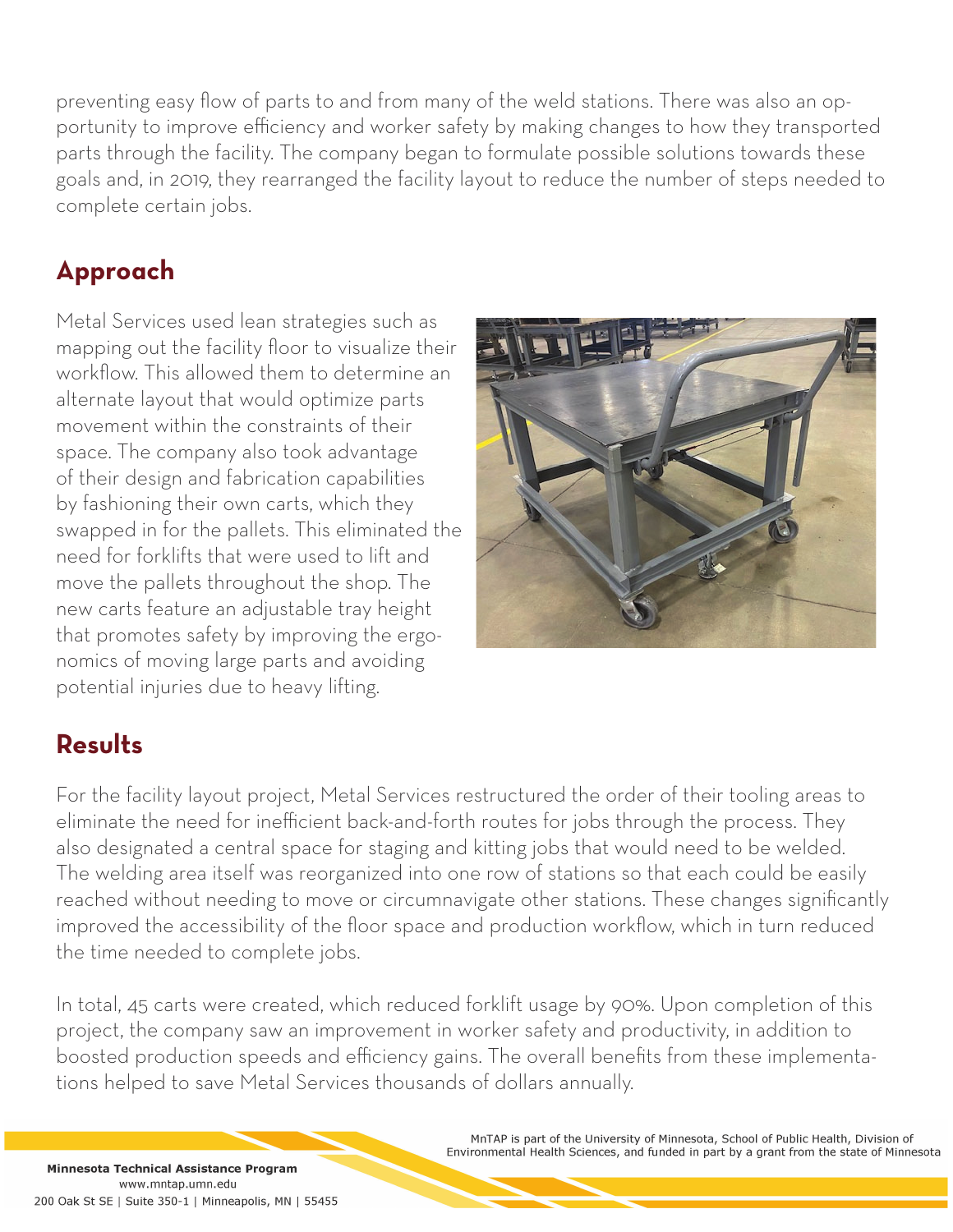preventing easy flow of parts to and from many of the weld stations. There was also an opportunity to improve efficiency and worker safety by making changes to how they transported parts through the facility. The company began to formulate possible solutions towards these goals and, in 2019, they rearranged the facility layout to reduce the number of steps needed to complete certain jobs.

## Approach

Metal Services used lean strategies such as mapping out the facility floor to visualize their workflow. This allowed them to determine an alternate layout that would optimize parts movement within the constraints of their space. The company also took advantage of their design and fabrication capabilities by fashioning their own carts, which they swapped in for the pallets. This eliminated the need for forklifts that were used to lift and move the pallets throughout the shop. The new carts feature an adjustable tray height that promotes safety by improving the ergonomics of moving large parts and avoiding potential injuries due to heavy lifting.

## Results

For the facility layout project, Metal Services restructured the order of their tooling areas to eliminate the need for inefficient back-and-forth routes for jobs through the process. They also designated a central space for staging and kitting jobs that would need to be welded. The welding area itself was reorganized into one row of stations so that each could be easily reached without needing to move or circumnavigate other stations. These changes significantly improved the accessibility of the floor space and production workflow, which in turn reduced the time needed to complete jobs.

In total, 45 carts were created, which reduced forklift usage by 90%. Upon completion of this project, the company saw an improvement in worker safety and productivity, in addition to boosted production speeds and efficiency gains. The overall benefits from these implementations helped to save Metal Services thousands of dollars annually.

MnTAP is part of the University of Minnesota, School of Public Health, Division of Environmental Health Sciences, and funded in part by a grant from the state of Minnesota

**Minnesota Technical Assistance Program**
www.mntap.umn.edu
200 Oak St SE | Suite 350-1 | Minneapolis, MN | 55455